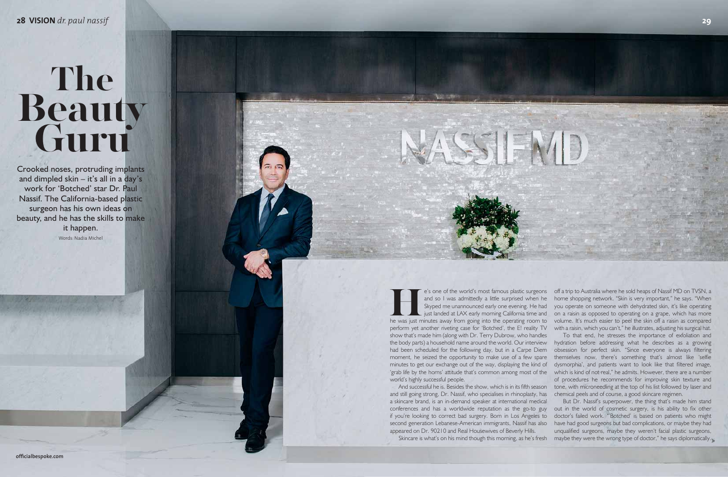# The Beauty Guru

Crooked noses, protruding implants and dimpled skin – it's all in a day's work for 'Botched' star Dr. Paul Nassif. The California-based plastic surgeon has his own ideas on beauty, and he has the skills to make it happen.

Words: Nadia Michel

He's one of the world's most famous plastic surgeons and so I was admittedly a little surprised when he Skyped me unannounced early one evening. He had just landed at LAX early morning California time and he was just minutes away from going into the operating room to perform yet another riveting case for 'Botched', the E! reality TV show that's made him (along with Dr. Terry Dubrow, who handles the body parts) a household name around the world. Our interview had been scheduled for the following day, but in a Carpe Diem moment, he seized the opportunity to make use of a few spare minutes to get our exchange out of the way, displaying the kind of 'grab life by the horns' attitude that's common among most of the world's highly successful people.

And successful he is. Besides the show, which is in its fifth season and still going strong, Dr. Nassif, who specialises in rhinoplasty, has a skincare brand, is an in-demand speaker at international medical conferences and has a worldwide reputation as the go-to guy if you're looking to correct bad surgery. Born in Los Angeles to second generation Lebanese-American immigrants, Nassif has also appeared on Dr. 90210 and Real Housewives of Beverly Hills.

Skincare is what's on his mind though this morning, as he's fresh off a trip to Australia where he sold heaps of Nassif MD on TVSN, a home shopping network. "Skin is very important," he says. "When you operate on someone with dehydrated skin, it's like operating on a raisin as opposed to operating on a grape, which has more volume. It's much easier to peel the skin off a raisin as compared with a raisin, which you can't," he illustrates, adjusting his surgical hat.

To that end, he stresses the importance of exfoliation and hydration before addressing what he describes as a growing obsession for perfect skin. "Since everyone is always filtering themselves now, there's something that's almost like 'selfie dysmorphia', and patients want to look like that filtered image, which is kind of not real," he admits. However, there are a number of procedures he recommends for improving skin texture and tone, with microneedling at the top of his list followed by laser and chemical peels and of course, a good skincare regimen.

But Dr. Nassif's superpower, the thing that's made him stand out in the world of cosmetic surgery, is his ability to fix other doctor's failed work. "'Botched' is based on patients who might have had good surgeons but bad complications, or maybe they had unqualified surgeons, maybe they weren't facial plastic surgeons, maybe they were the wrong type of doctor," he says diplomatically.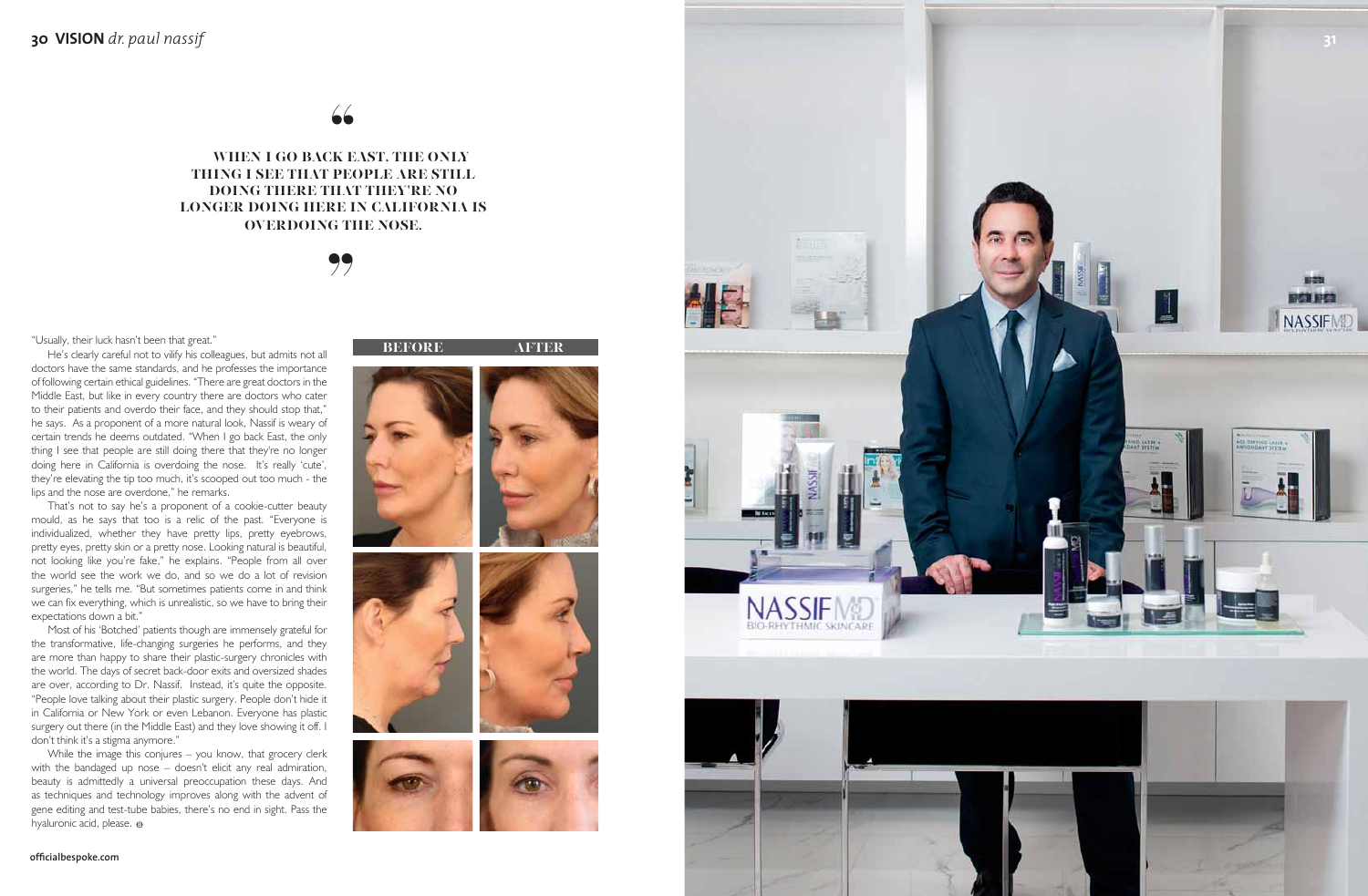> WHEN I GO BACK EAST, THE ONLY THING I SEE THAT PEOPLE ARE STILL DOING THERE THAT THEY'RE NO LONGER DOING HERE IN CALIFORNIA IS OVERDOING THE NOSE.

"Usually, their luck hasn't been that great."

He's clearly careful not to vilify his colleagues, but admits not all doctors have the same standards, and he professes the importance of following certain ethical guidelines. "There are great doctors in the Middle East, but like in every country there are doctors who cater to their patients and overdo their face, and they should stop that," he says. As a proponent of a more natural look, Nassif is weary of certain trends he deems outdated. "When I go back East, the only thing I see that people are still doing there that they're no longer doing here in California is overdoing the nose. It's really 'cute', they're elevating the tip too much, it's scooped out too much - the lips and the nose are overdone," he remarks.

That's not to say he's a proponent of a cookie-cutter beauty mould, as he says that too is a relic of the past. "Everyone is individualized, whether they have pretty lips, pretty eyebrows, pretty eyes, pretty skin or a pretty nose. Looking natural is beautiful, not looking like you're fake," he explains. "People from all over the world see the work we do, and so we do a lot of revision surgeries," he tells me. "But sometimes patients come in and think we can fix everything, which is unrealistic, so we have to bring their expectations down a bit."

Most of his 'Botched' patients though are immensely grateful for the transformative, life-changing surgeries he performs, and they are more than happy to share their plastic-surgery chronicles with the world. The days of secret back-door exits and oversized shades are over, according to Dr. Nassif. Instead, it's quite the opposite. "People love talking about their plastic surgery. People don't hide it in California or New York or even Lebanon. Everyone has plastic surgery out there (in the Middle East) and they love showing it off. I don't think it's a stigma anymore."

While the image this conjures – you know, that grocery clerk with the bandaged up nose – doesn't elicit any real admiration, beauty is admittedly a universal preoccupation these days. And as techniques and technology improves along with the advent of gene editing and test-tube babies, there's no end in sight. Pass the hyaluronic acid, please.

BEFORE AFTER